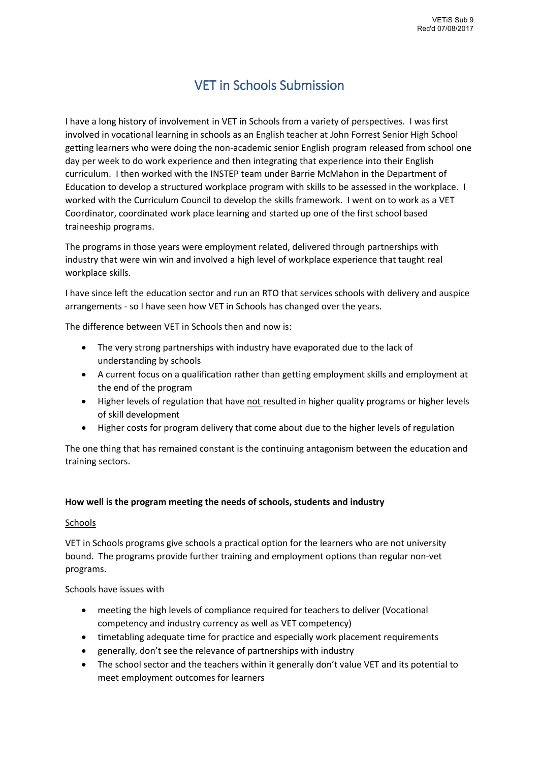VETiS Sub 9
Rec'd 07/08/2017

# VET in Schools Submission

I have a long history of involvement in VET in Schools from a variety of perspectives. I was first involved in vocational learning in schools as an English teacher at John Forrest Senior High School getting learners who were doing the non-academic senior English program released from school one day per week to do work experience and then integrating that experience into their English curriculum. I then worked with the INSTEP team under Barrie McMahon in the Department of Education to develop a structured workplace program with skills to be assessed in the workplace. I worked with the Curriculum Council to develop the skills framework. I went on to work as a VET Coordinator, coordinated work place learning and started up one of the first school based traineeship programs.

The programs in those years were employment related, delivered through partnerships with industry that were win win and involved a high level of workplace experience that taught real workplace skills.

I have since left the education sector and run an RTO that services schools with delivery and auspice arrangements - so I have seen how VET in Schools has changed over the years.

The difference between VET in Schools then and now is:

- The very strong partnerships with industry have evaporated due to the lack of understanding by schools
- A current focus on a qualification rather than getting employment skills and employment at the end of the program
- Higher levels of regulation that have <u>not</u> resulted in higher quality programs or higher levels of skill development
- Higher costs for program delivery that come about due to the higher levels of regulation

The one thing that has remained constant is the continuing antagonism between the education and training sectors.

**How well is the program meeting the needs of schools, students and industry**

<u>Schools</u>

VET in Schools programs give schools a practical option for the learners who are not university bound. The programs provide further training and employment options than regular non-vet programs.

Schools have issues with

- meeting the high levels of compliance required for teachers to deliver (Vocational competency and industry currency as well as VET competency)
- timetabling adequate time for practice and especially work placement requirements
- generally, don't see the relevance of partnerships with industry
- The school sector and the teachers within it generally don't value VET and its potential to meet employment outcomes for learners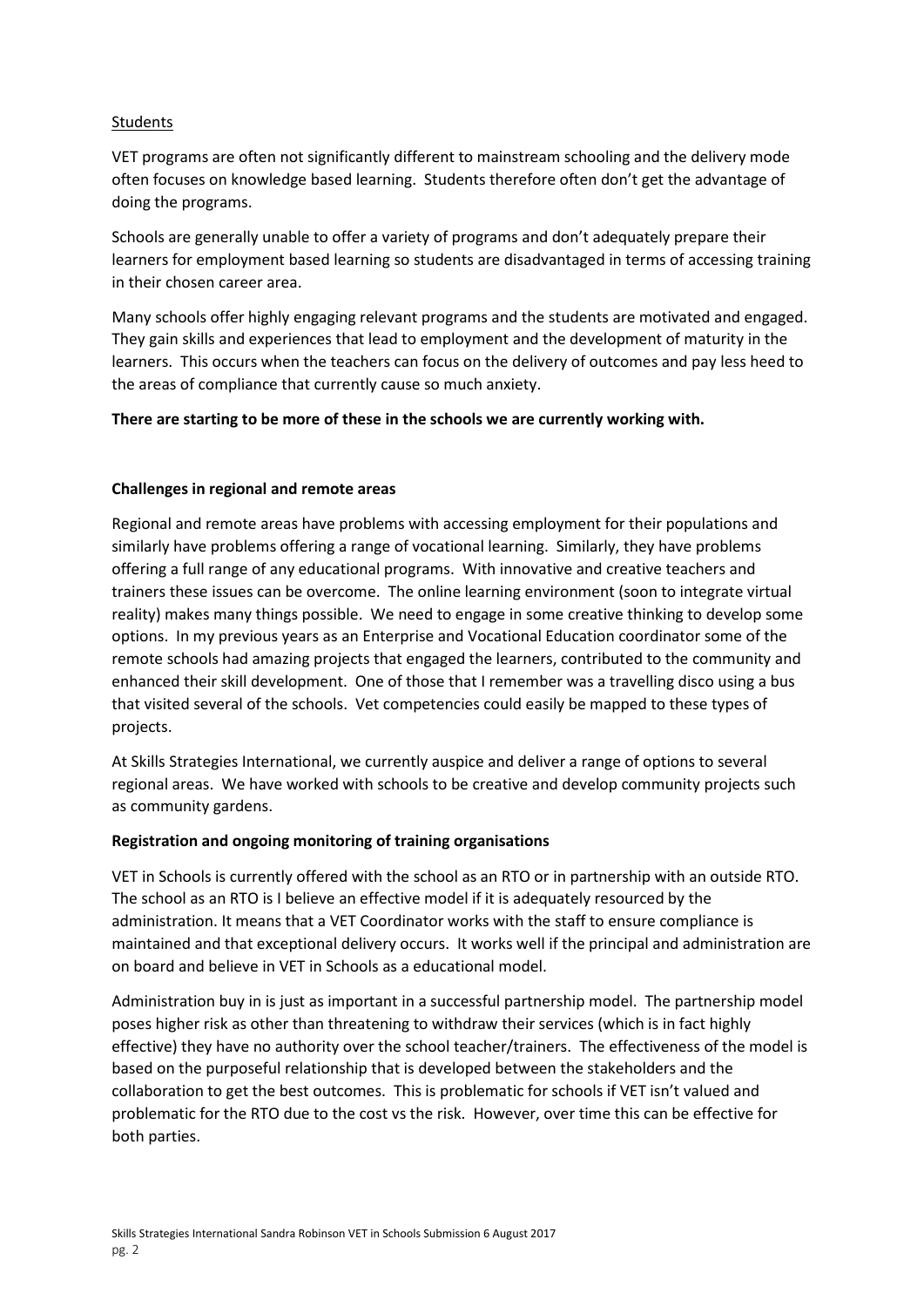Students

VET programs are often not significantly different to mainstream schooling and the delivery mode often focuses on knowledge based learning. Students therefore often don't get the advantage of doing the programs.

Schools are generally unable to offer a variety of programs and don't adequately prepare their learners for employment based learning so students are disadvantaged in terms of accessing training in their chosen career area.

Many schools offer highly engaging relevant programs and the students are motivated and engaged. They gain skills and experiences that lead to employment and the development of maturity in the learners. This occurs when the teachers can focus on the delivery of outcomes and pay less heed to the areas of compliance that currently cause so much anxiety.

**There are starting to be more of these in the schools we are currently working with.**

**Challenges in regional and remote areas**

Regional and remote areas have problems with accessing employment for their populations and similarly have problems offering a range of vocational learning. Similarly, they have problems offering a full range of any educational programs. With innovative and creative teachers and trainers these issues can be overcome. The online learning environment (soon to integrate virtual reality) makes many things possible. We need to engage in some creative thinking to develop some options. In my previous years as an Enterprise and Vocational Education coordinator some of the remote schools had amazing projects that engaged the learners, contributed to the community and enhanced their skill development. One of those that I remember was a travelling disco using a bus that visited several of the schools. Vet competencies could easily be mapped to these types of projects.

At Skills Strategies International, we currently auspice and deliver a range of options to several regional areas. We have worked with schools to be creative and develop community projects such as community gardens.

**Registration and ongoing monitoring of training organisations**

VET in Schools is currently offered with the school as an RTO or in partnership with an outside RTO. The school as an RTO is I believe an effective model if it is adequately resourced by the administration. It means that a VET Coordinator works with the staff to ensure compliance is maintained and that exceptional delivery occurs. It works well if the principal and administration are on board and believe in VET in Schools as a educational model.

Administration buy in is just as important in a successful partnership model. The partnership model poses higher risk as other than threatening to withdraw their services (which is in fact highly effective) they have no authority over the school teacher/trainers. The effectiveness of the model is based on the purposeful relationship that is developed between the stakeholders and the collaboration to get the best outcomes. This is problematic for schools if VET isn't valued and problematic for the RTO due to the cost vs the risk. However, over time this can be effective for both parties.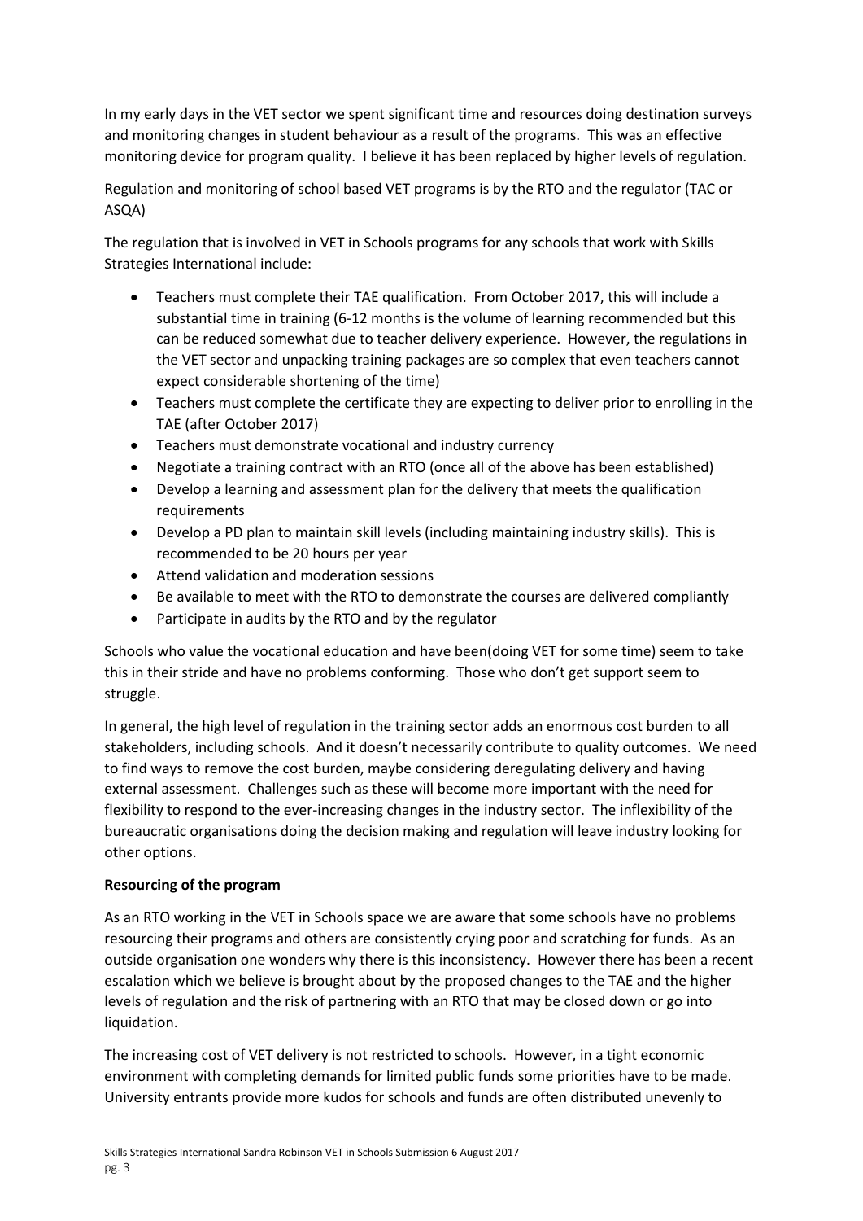In my early days in the VET sector we spent significant time and resources doing destination surveys and monitoring changes in student behaviour as a result of the programs. This was an effective monitoring device for program quality. I believe it has been replaced by higher levels of regulation.

Regulation and monitoring of school based VET programs is by the RTO and the regulator (TAC or ASQA)

The regulation that is involved in VET in Schools programs for any schools that work with Skills Strategies International include:

- Teachers must complete their TAE qualification. From October 2017, this will include a substantial time in training (6-12 months is the volume of learning recommended but this can be reduced somewhat due to teacher delivery experience. However, the regulations in the VET sector and unpacking training packages are so complex that even teachers cannot expect considerable shortening of the time)
- Teachers must complete the certificate they are expecting to deliver prior to enrolling in the TAE (after October 2017)
- Teachers must demonstrate vocational and industry currency
- Negotiate a training contract with an RTO (once all of the above has been established)
- Develop a learning and assessment plan for the delivery that meets the qualification requirements
- Develop a PD plan to maintain skill levels (including maintaining industry skills). This is recommended to be 20 hours per year
- Attend validation and moderation sessions
- Be available to meet with the RTO to demonstrate the courses are delivered compliantly
- Participate in audits by the RTO and by the regulator

Schools who value the vocational education and have been(doing VET for some time) seem to take this in their stride and have no problems conforming. Those who don't get support seem to struggle.

In general, the high level of regulation in the training sector adds an enormous cost burden to all stakeholders, including schools. And it doesn't necessarily contribute to quality outcomes. We need to find ways to remove the cost burden, maybe considering deregulating delivery and having external assessment. Challenges such as these will become more important with the need for flexibility to respond to the ever-increasing changes in the industry sector. The inflexibility of the bureaucratic organisations doing the decision making and regulation will leave industry looking for other options.

**Resourcing of the program**

As an RTO working in the VET in Schools space we are aware that some schools have no problems resourcing their programs and others are consistently crying poor and scratching for funds. As an outside organisation one wonders why there is this inconsistency. However there has been a recent escalation which we believe is brought about by the proposed changes to the TAE and the higher levels of regulation and the risk of partnering with an RTO that may be closed down or go into liquidation.

The increasing cost of VET delivery is not restricted to schools. However, in a tight economic environment with completing demands for limited public funds some priorities have to be made. University entrants provide more kudos for schools and funds are often distributed unevenly to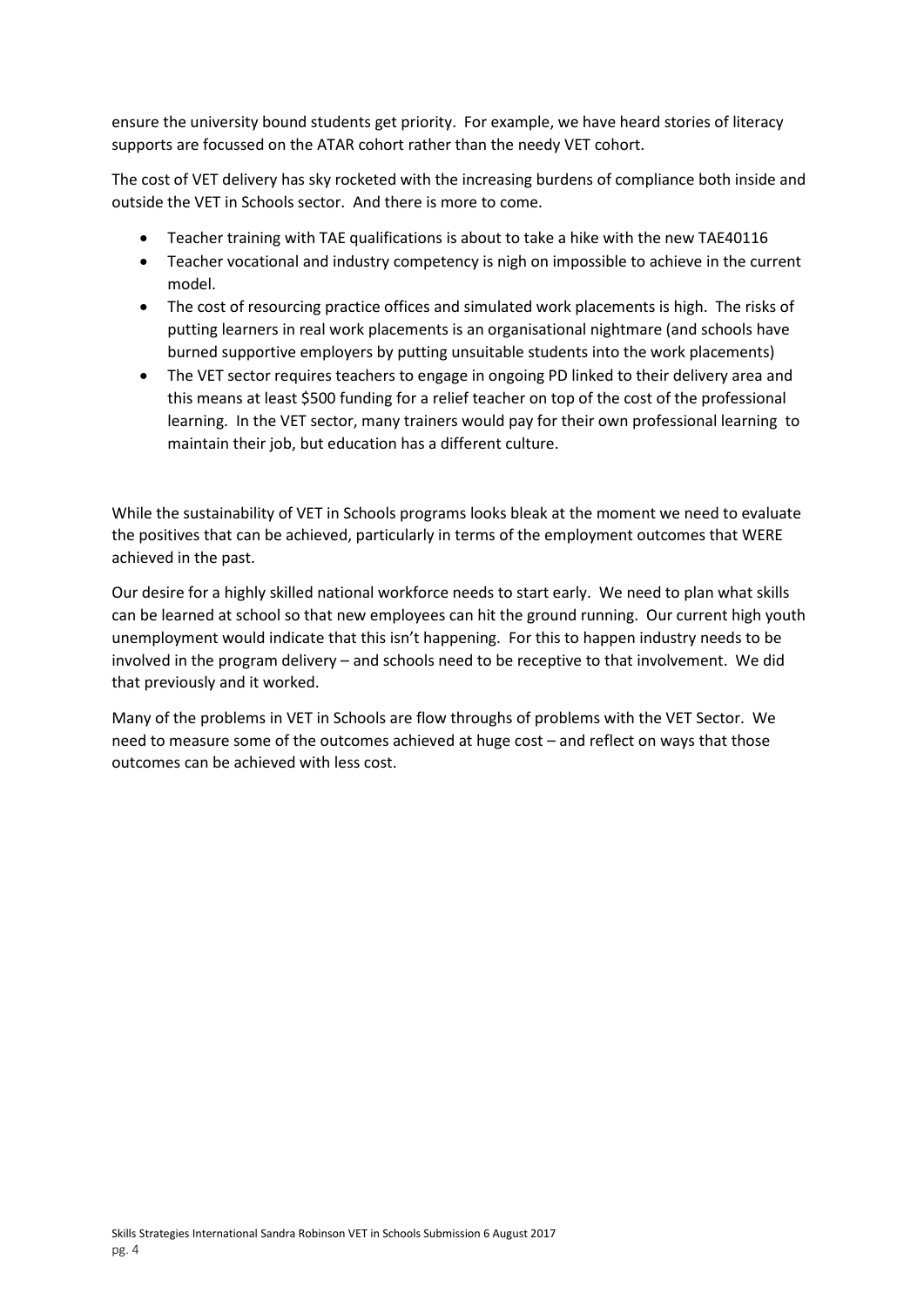ensure the university bound students get priority. For example, we have heard stories of literacy supports are focussed on the ATAR cohort rather than the needy VET cohort.

The cost of VET delivery has sky rocketed with the increasing burdens of compliance both inside and outside the VET in Schools sector. And there is more to come.

- Teacher training with TAE qualifications is about to take a hike with the new TAE40116
- Teacher vocational and industry competency is nigh on impossible to achieve in the current model.
- The cost of resourcing practice offices and simulated work placements is high. The risks of putting learners in real work placements is an organisational nightmare (and schools have burned supportive employers by putting unsuitable students into the work placements)
- The VET sector requires teachers to engage in ongoing PD linked to their delivery area and this means at least $500 funding for a relief teacher on top of the cost of the professional learning. In the VET sector, many trainers would pay for their own professional learning to maintain their job, but education has a different culture.

While the sustainability of VET in Schools programs looks bleak at the moment we need to evaluate the positives that can be achieved, particularly in terms of the employment outcomes that WERE achieved in the past.

Our desire for a highly skilled national workforce needs to start early. We need to plan what skills can be learned at school so that new employees can hit the ground running. Our current high youth unemployment would indicate that this isn't happening. For this to happen industry needs to be involved in the program delivery – and schools need to be receptive to that involvement. We did that previously and it worked.

Many of the problems in VET in Schools are flow throughs of problems with the VET Sector. We need to measure some of the outcomes achieved at huge cost – and reflect on ways that those outcomes can be achieved with less cost.